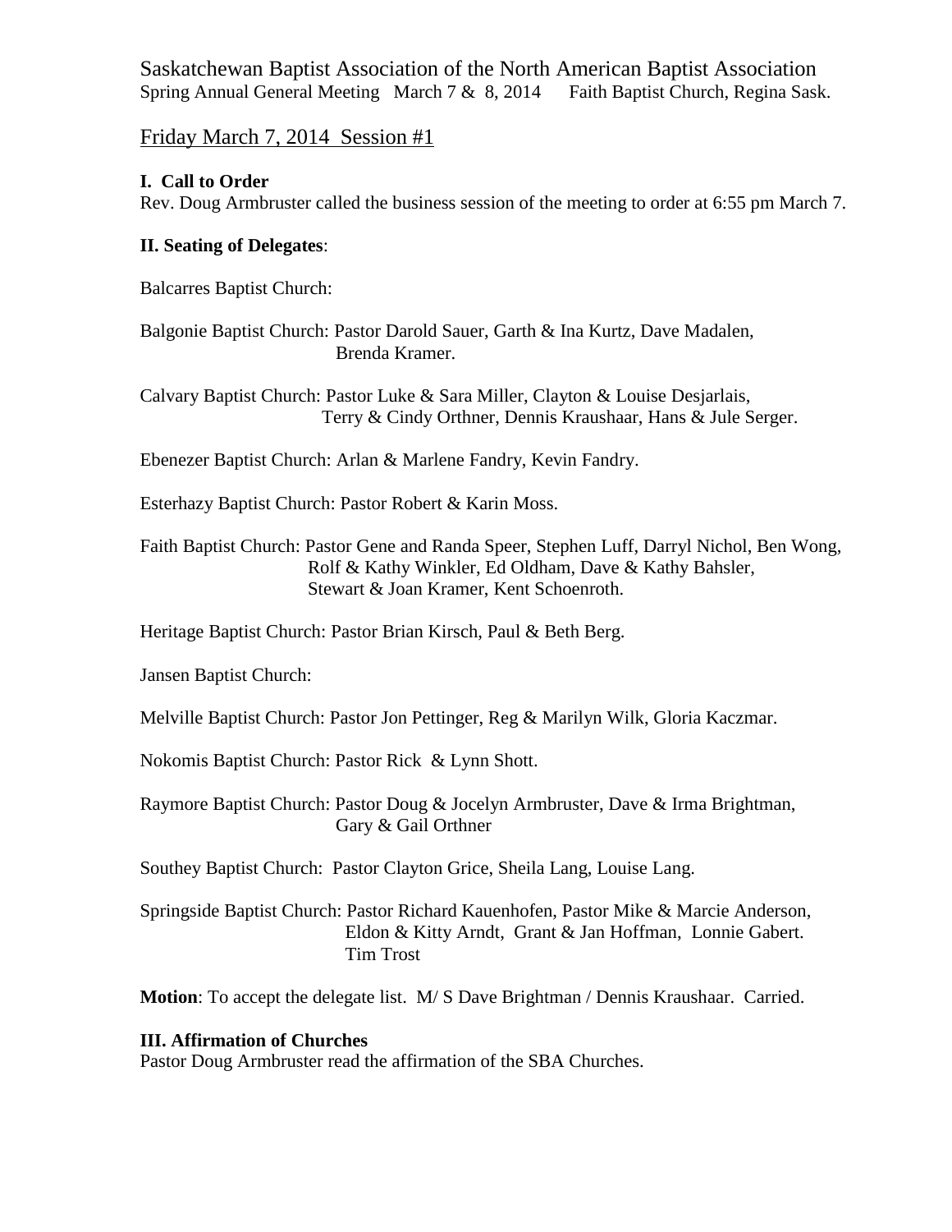Saskatchewan Baptist Association of the North American Baptist Association
Spring Annual General Meeting March 7 & 8, 2014 Faith Baptist Church, Regina Sask.

## Friday March 7, 2014 Session #1

**I. Call to Order**
Rev. Doug Armbruster called the business session of the meeting to order at 6:55 pm March 7.

**II. Seating of Delegates**:

Balcarres Baptist Church:

Balgonie Baptist Church: Pastor Darold Sauer, Garth & Ina Kurtz, Dave Madalen, Brenda Kramer.

Calvary Baptist Church: Pastor Luke & Sara Miller, Clayton & Louise Desjarlais, Terry & Cindy Orthner, Dennis Kraushaar, Hans & Jule Serger.

Ebenezer Baptist Church: Arlan & Marlene Fandry, Kevin Fandry.

Esterhazy Baptist Church: Pastor Robert & Karin Moss.

Faith Baptist Church: Pastor Gene and Randa Speer, Stephen Luff, Darryl Nichol, Ben Wong, Rolf & Kathy Winkler, Ed Oldham, Dave & Kathy Bahsler, Stewart & Joan Kramer, Kent Schoenroth.

Heritage Baptist Church: Pastor Brian Kirsch, Paul & Beth Berg.

Jansen Baptist Church:

Melville Baptist Church: Pastor Jon Pettinger, Reg & Marilyn Wilk, Gloria Kaczmar.

Nokomis Baptist Church: Pastor Rick & Lynn Shott.

Raymore Baptist Church: Pastor Doug & Jocelyn Armbruster, Dave & Irma Brightman, Gary & Gail Orthner

Southey Baptist Church: Pastor Clayton Grice, Sheila Lang, Louise Lang.

Springside Baptist Church: Pastor Richard Kauenhofen, Pastor Mike & Marcie Anderson, Eldon & Kitty Arndt, Grant & Jan Hoffman, Lonnie Gabert. Tim Trost

**Motion**: To accept the delegate list. M/ S Dave Brightman / Dennis Kraushaar. Carried.

**III. Affirmation of Churches**
Pastor Doug Armbruster read the affirmation of the SBA Churches.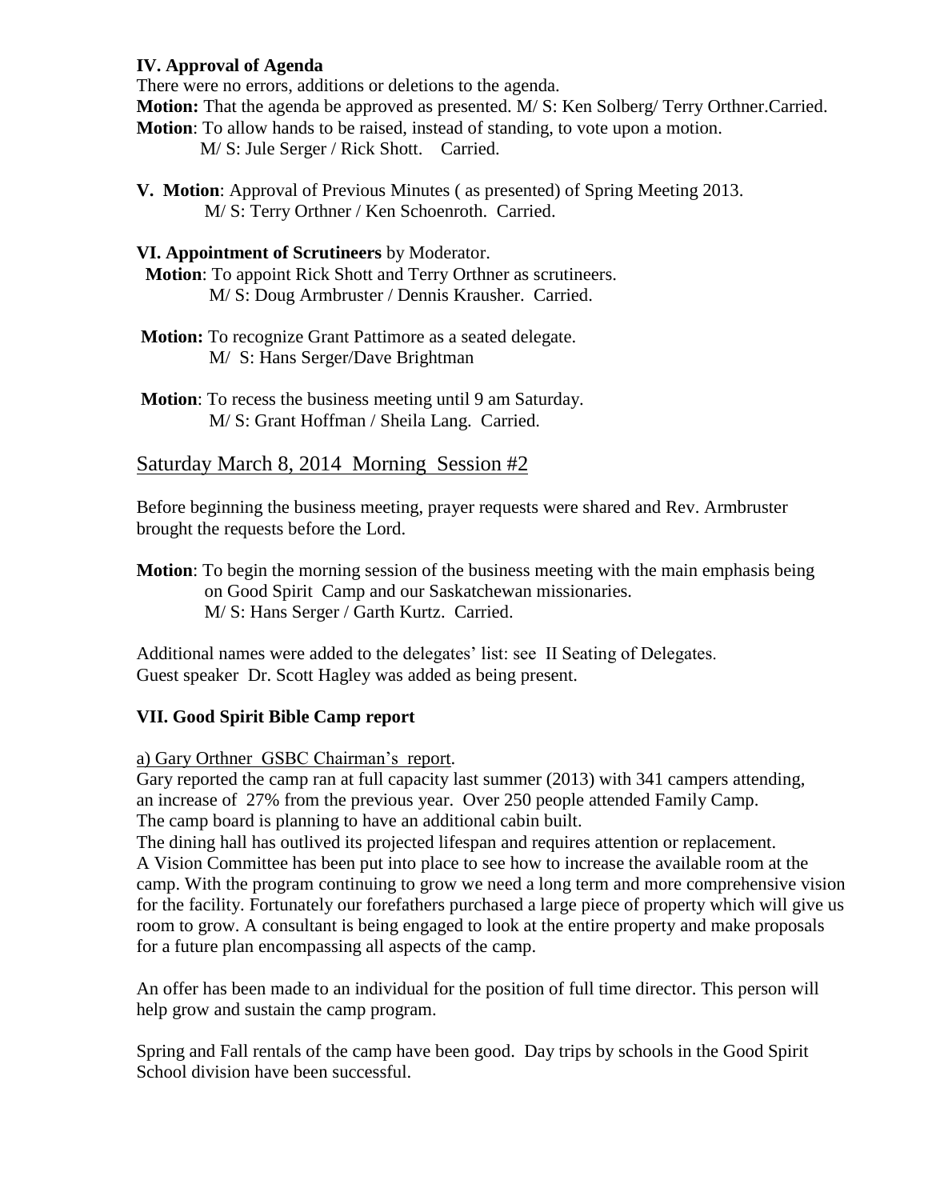### IV. Approval of Agenda

There were no errors, additions or deletions to the agenda.

**Motion:** That the agenda be approved as presented. M/ S: Ken Solberg/ Terry Orthner.Carried.

**Motion**: To allow hands to be raised, instead of standing, to vote upon a motion.
M/ S: Jule Serger / Rick Shott. Carried.

**V. Motion**: Approval of Previous Minutes ( as presented) of Spring Meeting 2013.
M/ S: Terry Orthner / Ken Schoenroth. Carried.

**VI. Appointment of Scrutineers** by Moderator.

**Motion**: To appoint Rick Shott and Terry Orthner as scrutineers.
M/ S: Doug Armbruster / Dennis Krausher. Carried.

**Motion:** To recognize Grant Pattimore as a seated delegate.
M/ S: Hans Serger/Dave Brightman

**Motion**: To recess the business meeting until 9 am Saturday.
M/ S: Grant Hoffman / Sheila Lang. Carried.

## Saturday March 8, 2014 Morning Session #2

Before beginning the business meeting, prayer requests were shared and Rev. Armbruster brought the requests before the Lord.

**Motion**: To begin the morning session of the business meeting with the main emphasis being on Good Spirit Camp and our Saskatchewan missionaries.
M/ S: Hans Serger / Garth Kurtz. Carried.

Additional names were added to the delegates' list: see II Seating of Delegates.
Guest speaker Dr. Scott Hagley was added as being present.

### VII. Good Spirit Bible Camp report

a) Gary Orthner GSBC Chairman's report.

Gary reported the camp ran at full capacity last summer (2013) with 341 campers attending, an increase of 27% from the previous year. Over 250 people attended Family Camp.
The camp board is planning to have an additional cabin built.
The dining hall has outlived its projected lifespan and requires attention or replacement.
A Vision Committee has been put into place to see how to increase the available room at the camp. With the program continuing to grow we need a long term and more comprehensive vision for the facility. Fortunately our forefathers purchased a large piece of property which will give us room to grow. A consultant is being engaged to look at the entire property and make proposals for a future plan encompassing all aspects of the camp.

An offer has been made to an individual for the position of full time director. This person will help grow and sustain the camp program.

Spring and Fall rentals of the camp have been good. Day trips by schools in the Good Spirit School division have been successful.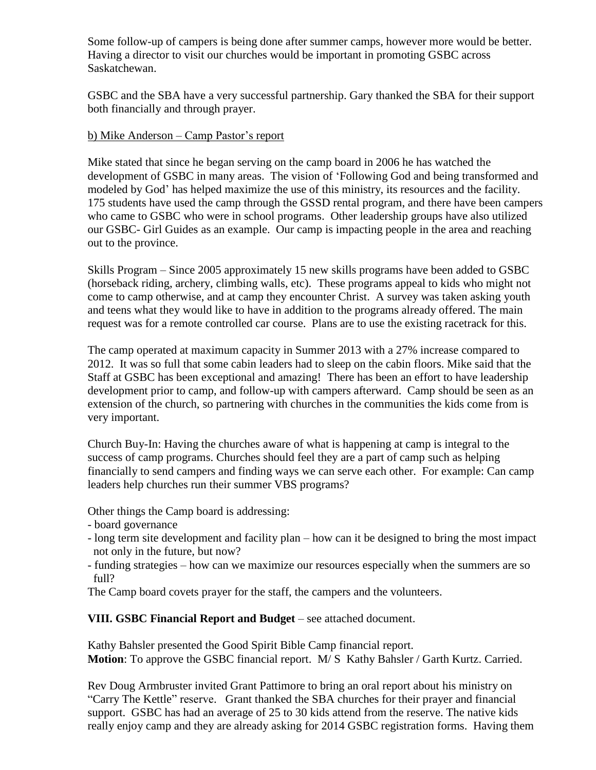Some follow-up of campers is being done after summer camps, however more would be better. Having a director to visit our churches would be important in promoting GSBC across Saskatchewan.

GSBC and the SBA have a very successful partnership. Gary thanked the SBA for their support both financially and through prayer.

b) Mike Anderson – Camp Pastor's report

Mike stated that since he began serving on the camp board in 2006 he has watched the development of GSBC in many areas. The vision of 'Following God and being transformed and modeled by God' has helped maximize the use of this ministry, its resources and the facility. 175 students have used the camp through the GSSD rental program, and there have been campers who came to GSBC who were in school programs. Other leadership groups have also utilized our GSBC- Girl Guides as an example. Our camp is impacting people in the area and reaching out to the province.

Skills Program – Since 2005 approximately 15 new skills programs have been added to GSBC (horseback riding, archery, climbing walls, etc). These programs appeal to kids who might not come to camp otherwise, and at camp they encounter Christ. A survey was taken asking youth and teens what they would like to have in addition to the programs already offered. The main request was for a remote controlled car course. Plans are to use the existing racetrack for this.

The camp operated at maximum capacity in Summer 2013 with a 27% increase compared to 2012. It was so full that some cabin leaders had to sleep on the cabin floors. Mike said that the Staff at GSBC has been exceptional and amazing! There has been an effort to have leadership development prior to camp, and follow-up with campers afterward. Camp should be seen as an extension of the church, so partnering with churches in the communities the kids come from is very important.

Church Buy-In: Having the churches aware of what is happening at camp is integral to the success of camp programs. Churches should feel they are a part of camp such as helping financially to send campers and finding ways we can serve each other. For example: Can camp leaders help churches run their summer VBS programs?

Other things the Camp board is addressing:

- board governance
- long term site development and facility plan – how can it be designed to bring the most impact not only in the future, but now?
- funding strategies – how can we maximize our resources especially when the summers are so full?

The Camp board covets prayer for the staff, the campers and the volunteers.

**VIII. GSBC Financial Report and Budget** – see attached document.

Kathy Bahsler presented the Good Spirit Bible Camp financial report.
**Motion**: To approve the GSBC financial report. M/ S Kathy Bahsler / Garth Kurtz. Carried.

Rev Doug Armbruster invited Grant Pattimore to bring an oral report about his ministry on "Carry The Kettle" reserve. Grant thanked the SBA churches for their prayer and financial support. GSBC has had an average of 25 to 30 kids attend from the reserve. The native kids really enjoy camp and they are already asking for 2014 GSBC registration forms. Having them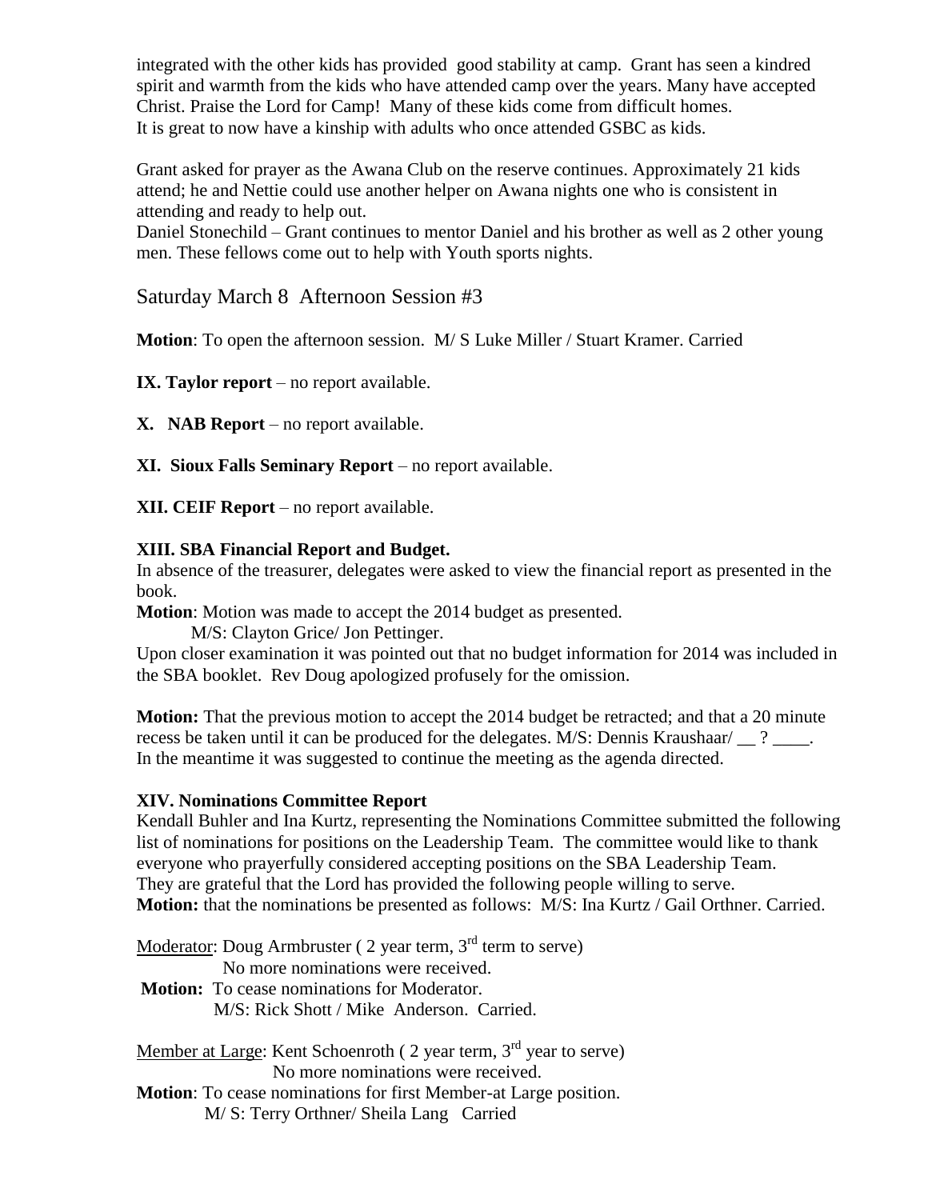integrated with the other kids has provided good stability at camp. Grant has seen a kindred spirit and warmth from the kids who have attended camp over the years. Many have accepted Christ. Praise the Lord for Camp! Many of these kids come from difficult homes. It is great to now have a kinship with adults who once attended GSBC as kids.

Grant asked for prayer as the Awana Club on the reserve continues. Approximately 21 kids attend; he and Nettie could use another helper on Awana nights one who is consistent in attending and ready to help out.

Daniel Stonechild – Grant continues to mentor Daniel and his brother as well as 2 other young men. These fellows come out to help with Youth sports nights.

## Saturday March 8 Afternoon Session #3

**Motion**: To open the afternoon session. M/ S Luke Miller / Stuart Kramer. Carried

**IX. Taylor report** – no report available.

**X. NAB Report** – no report available.

**XI. Sioux Falls Seminary Report** – no report available.

**XII. CEIF Report** – no report available.

**XIII. SBA Financial Report and Budget.**

In absence of the treasurer, delegates were asked to view the financial report as presented in the book.

**Motion**: Motion was made to accept the 2014 budget as presented.

M/S: Clayton Grice/ Jon Pettinger.

Upon closer examination it was pointed out that no budget information for 2014 was included in the SBA booklet. Rev Doug apologized profusely for the omission.

**Motion:** That the previous motion to accept the 2014 budget be retracted; and that a 20 minute recess be taken until it can be produced for the delegates. M/S: Dennis Kraushaar/ __ ? ____.
In the meantime it was suggested to continue the meeting as the agenda directed.

**XIV. Nominations Committee Report**

Kendall Buhler and Ina Kurtz, representing the Nominations Committee submitted the following list of nominations for positions on the Leadership Team. The committee would like to thank everyone who prayerfully considered accepting positions on the SBA Leadership Team. They are grateful that the Lord has provided the following people willing to serve.

**Motion:** that the nominations be presented as follows: M/S: Ina Kurtz / Gail Orthner. Carried.

Moderator: Doug Armbruster ( 2 year term, 3rd term to serve)
No more nominations were received.

**Motion:** To cease nominations for Moderator.
M/S: Rick Shott / Mike Anderson. Carried.

Member at Large: Kent Schoenroth ( 2 year term, 3rd year to serve)
No more nominations were received.

**Motion**: To cease nominations for first Member-at Large position.
M/ S: Terry Orthner/ Sheila Lang Carried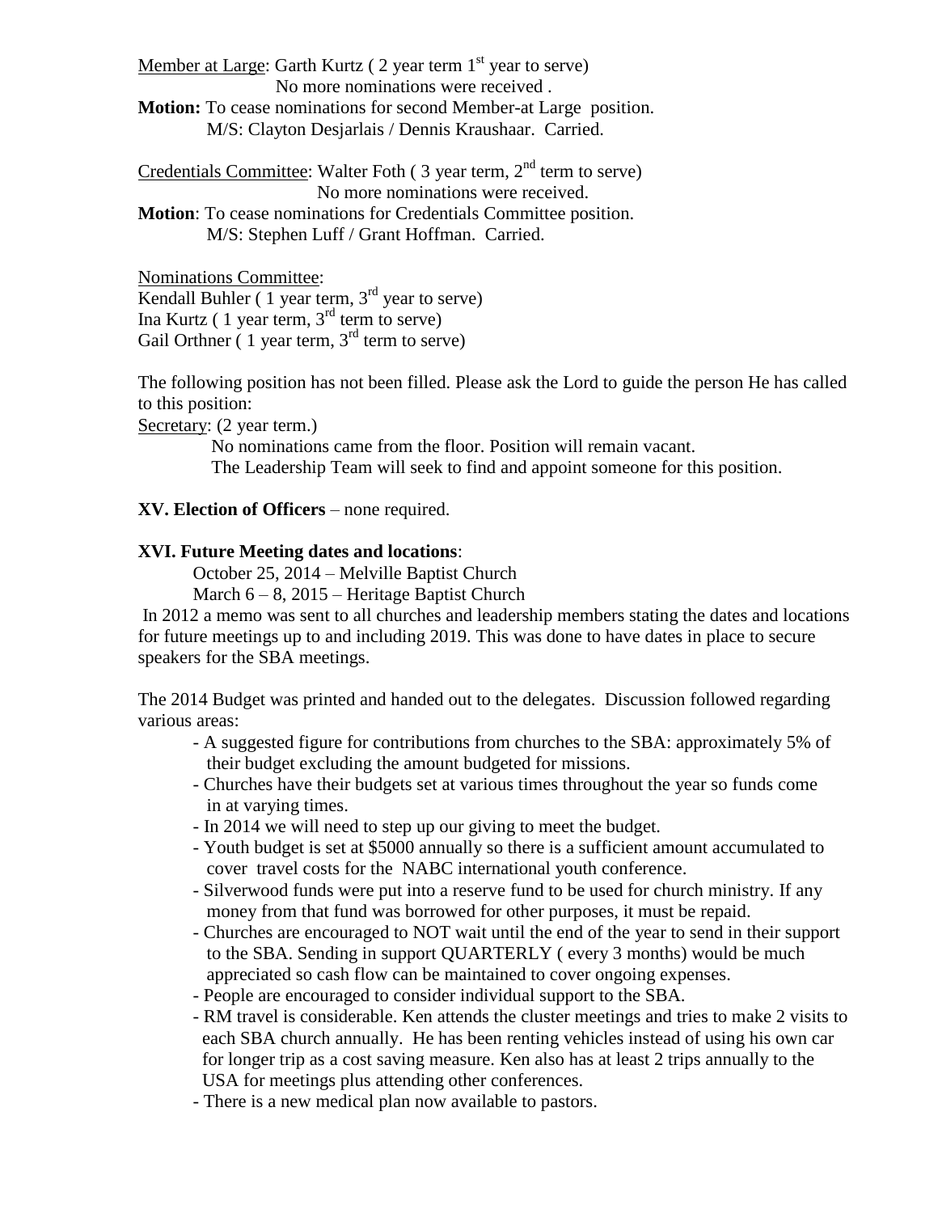Member at Large: Garth Kurtz ( 2 year term 1st year to serve)

No more nominations were received .

**Motion:** To cease nominations for second Member-at Large position.
M/S: Clayton Desjarlais / Dennis Kraushaar. Carried.

Credentials Committee: Walter Foth ( 3 year term, 2nd term to serve)

No more nominations were received.

**Motion**: To cease nominations for Credentials Committee position.
M/S: Stephen Luff / Grant Hoffman. Carried.

Nominations Committee:
Kendall Buhler ( 1 year term, 3rd year to serve)
Ina Kurtz ( 1 year term, 3rd term to serve)
Gail Orthner ( 1 year term, 3rd term to serve)

The following position has not been filled. Please ask the Lord to guide the person He has called to this position:

Secretary: (2 year term.)

No nominations came from the floor. Position will remain vacant.
The Leadership Team will seek to find and appoint someone for this position.

**XV. Election of Officers** – none required.

**XVI. Future Meeting dates and locations**:

October 25, 2014 – Melville Baptist Church
March 6 – 8, 2015 – Heritage Baptist Church

In 2012 a memo was sent to all churches and leadership members stating the dates and locations for future meetings up to and including 2019. This was done to have dates in place to secure speakers for the SBA meetings.

The 2014 Budget was printed and handed out to the delegates. Discussion followed regarding various areas:

- A suggested figure for contributions from churches to the SBA: approximately 5% of their budget excluding the amount budgeted for missions.
- Churches have their budgets set at various times throughout the year so funds come in at varying times.
- In 2014 we will need to step up our giving to meet the budget.
- Youth budget is set at $5000 annually so there is a sufficient amount accumulated to cover travel costs for the NABC international youth conference.
- Silverwood funds were put into a reserve fund to be used for church ministry. If any money from that fund was borrowed for other purposes, it must be repaid.
- Churches are encouraged to NOT wait until the end of the year to send in their support to the SBA. Sending in support QUARTERLY ( every 3 months) would be much appreciated so cash flow can be maintained to cover ongoing expenses.
- People are encouraged to consider individual support to the SBA.
- RM travel is considerable. Ken attends the cluster meetings and tries to make 2 visits to each SBA church annually. He has been renting vehicles instead of using his own car for longer trip as a cost saving measure. Ken also has at least 2 trips annually to the USA for meetings plus attending other conferences.
- There is a new medical plan now available to pastors.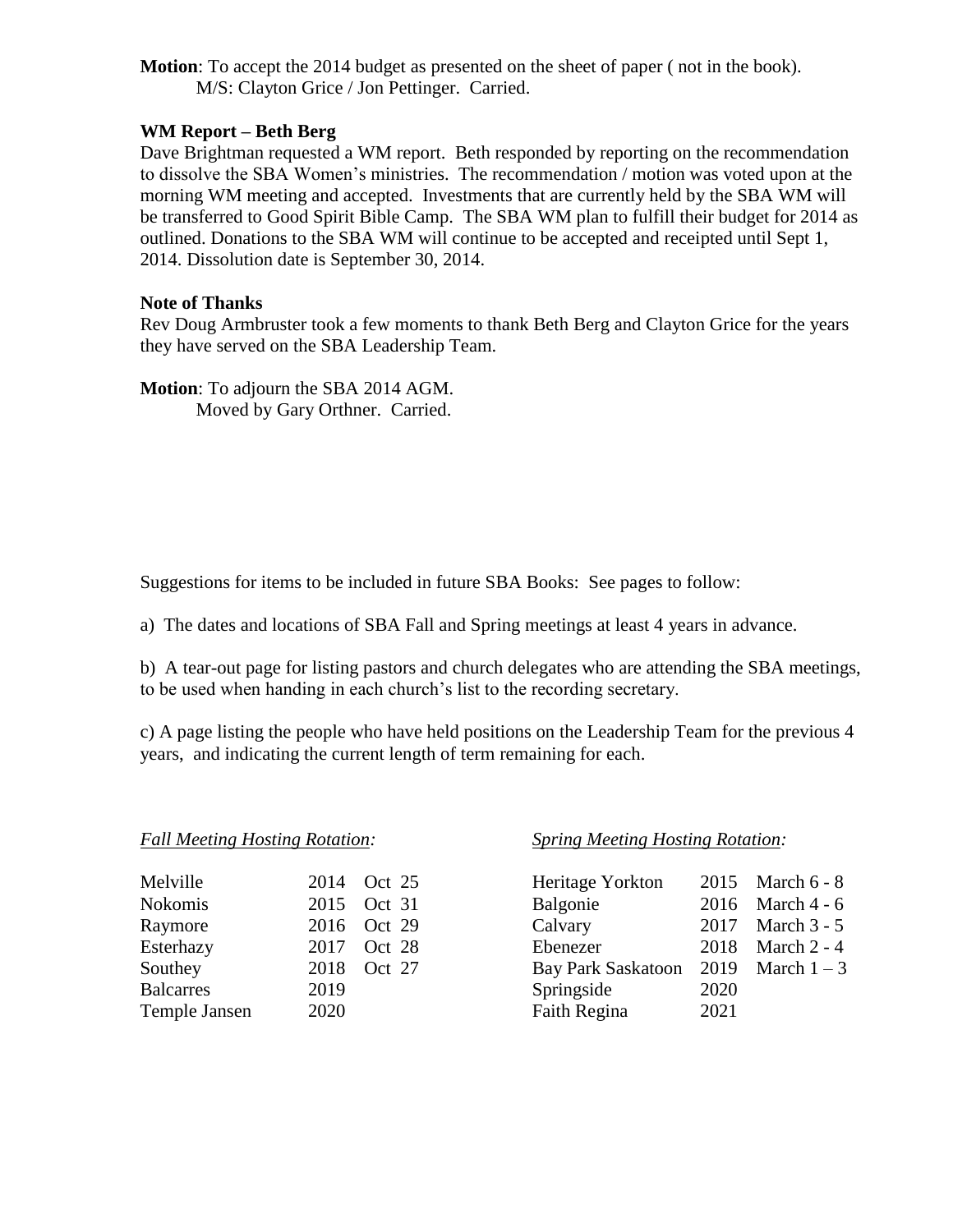**Motion**: To accept the 2014 budget as presented on the sheet of paper ( not in the book).
M/S: Clayton Grice / Jon Pettinger. Carried.

**WM Report – Beth Berg**

Dave Brightman requested a WM report. Beth responded by reporting on the recommendation to dissolve the SBA Women's ministries. The recommendation / motion was voted upon at the morning WM meeting and accepted. Investments that are currently held by the SBA WM will be transferred to Good Spirit Bible Camp. The SBA WM plan to fulfill their budget for 2014 as outlined. Donations to the SBA WM will continue to be accepted and receipted until Sept 1, 2014. Dissolution date is September 30, 2014.

**Note of Thanks**

Rev Doug Armbruster took a few moments to thank Beth Berg and Clayton Grice for the years they have served on the SBA Leadership Team.

**Motion**: To adjourn the SBA 2014 AGM.
Moved by Gary Orthner. Carried.

Suggestions for items to be included in future SBA Books: See pages to follow:

a) The dates and locations of SBA Fall and Spring meetings at least 4 years in advance.

b) A tear-out page for listing pastors and church delegates who are attending the SBA meetings, to be used when handing in each church's list to the recording secretary.

c) A page listing the people who have held positions on the Leadership Team for the previous 4 years, and indicating the current length of term remaining for each.

*Fall Meeting Hosting Rotation:*

| | | |
|---|---|---|
| Melville | 2014 | Oct 25 |
| Nokomis | 2015 | Oct 31 |
| Raymore | 2016 | Oct 29 |
| Esterhazy | 2017 | Oct 28 |
| Southey | 2018 | Oct 27 |
| Balcarres | 2019 | |
| Temple Jansen | 2020 | |

*Spring Meeting Hosting Rotation:*

| | | |
|---|---|---|
| Heritage Yorkton | 2015 | March 6 - 8 |
| Balgonie | 2016 | March 4 - 6 |
| Calvary | 2017 | March 3 - 5 |
| Ebenezer | 2018 | March 2 - 4 |
| Bay Park Saskatoon | 2019 | March 1 – 3 |
| Springside | 2020 | |
| Faith Regina | 2021 | |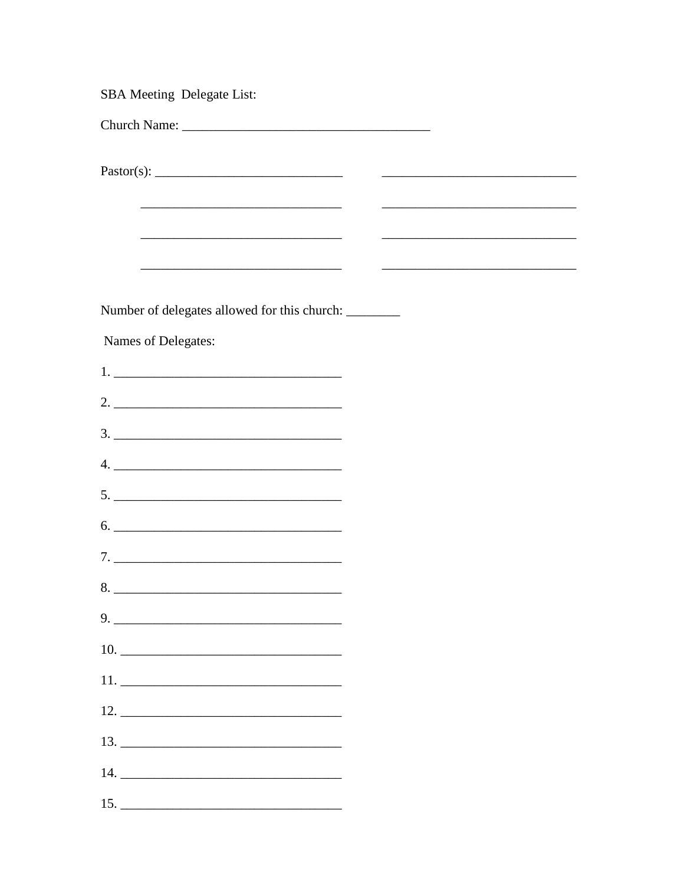SBA Meeting Delegate List:

Church Name: ____________________________________

Pastor(s): ____________________________ ____________________________

____________________________ ____________________________

____________________________ ____________________________

____________________________ ____________________________

Number of delegates allowed for this church: ________

Names of Delegates:

1. __________________________________

2. __________________________________

3. __________________________________

4. __________________________________

5. __________________________________

6. __________________________________

7. __________________________________

8. __________________________________

9. __________________________________

10. _________________________________

11. _________________________________

12. _________________________________

13. _________________________________

14. _________________________________

15. _________________________________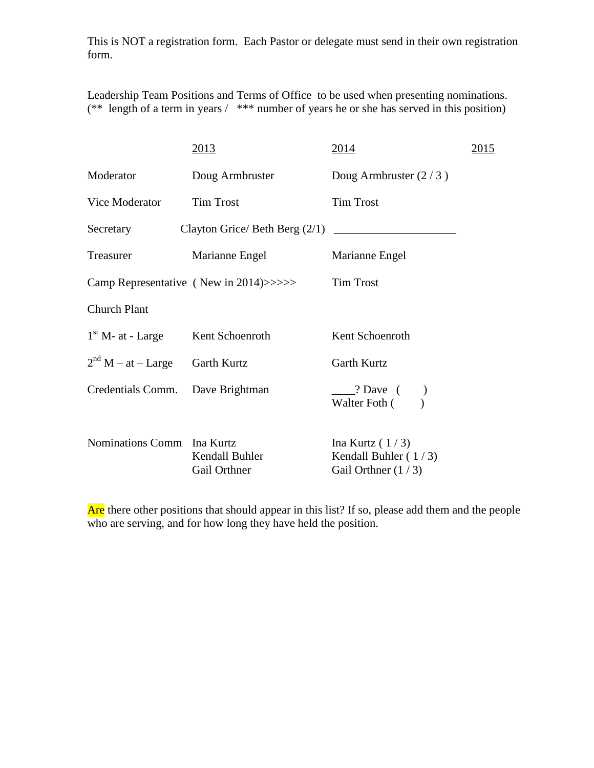This is NOT a registration form. Each Pastor or delegate must send in their own registration form.

Leadership Team Positions and Terms of Office to be used when presenting nominations. (** length of a term in years / *** number of years he or she has served in this position)

| | 2013 | 2014 | 2015 |
|---|---|---|---|
| Moderator | Doug Armbruster | Doug Armbruster (2 / 3 ) | |
| Vice Moderator | Tim Trost | Tim Trost | |
| Secretary | Clayton Grice/ Beth Berg (2/1) | ____________________ | |
| Treasurer | Marianne Engel | Marianne Engel | |
| Camp Representative | ( New in 2014)>>>>> | Tim Trost | |
| Church Plant | | | |
| 1st M- at - Large | Kent Schoenroth | Kent Schoenroth | |
| 2nd M – at – Large | Garth Kurtz | Garth Kurtz | |
| Credentials Comm. | Dave Brightman | ____? Dave ( )<br>Walter Foth ( ) | |
| Nominations Comm | Ina Kurtz<br>Kendall Buhler<br>Gail Orthner | Ina Kurtz ( 1 / 3)<br>Kendall Buhler ( 1 / 3)<br>Gail Orthner (1 / 3) | |

Are there other positions that should appear in this list? If so, please add them and the people who are serving, and for how long they have held the position.